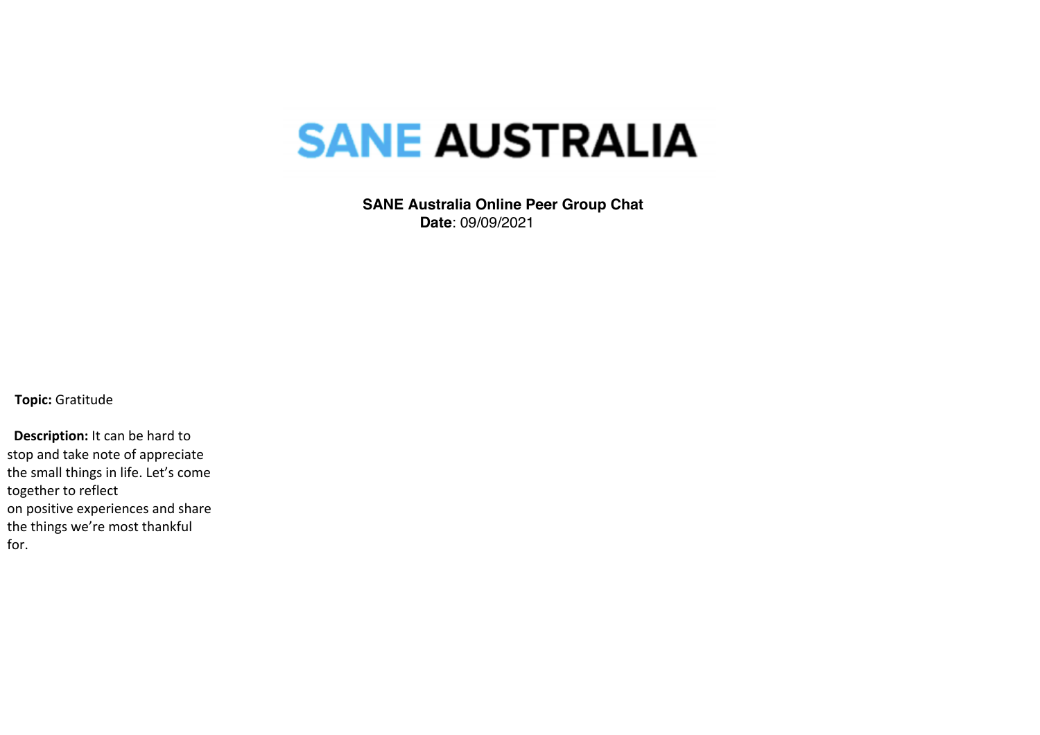# SANE AUSTRALIA

**SANE Australia Online Peer Group Chat**

**Date**: 09/09/2021

**Topic:** Gratitude

**Description:** It can be hard to stop and take note of appreciate the small things in life. Let's come together to reflect on positive experiences and share the things we're most thankful for.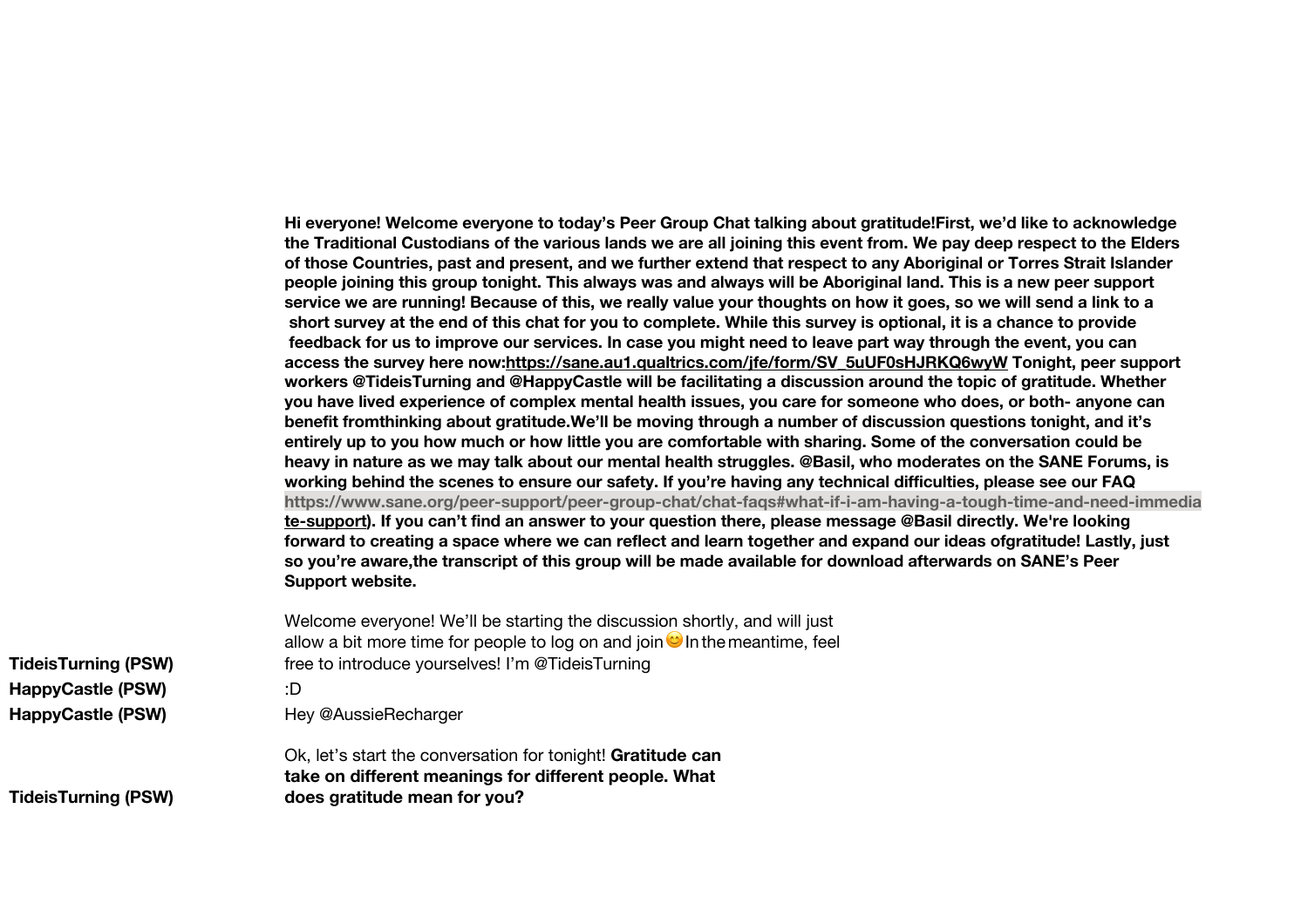**Hi everyone! Welcome everyone to today's Peer Group Chat talking about gratitude!First, we'd like to acknowledge the Traditional Custodians of the various lands we are all joining this event from. We pay deep respect to the Elders of those Countries, past and present, and we further extend that respect to any Aboriginal or Torres Strait Islander people joining this group tonight. This always was and always will be Aboriginal land. This is a new peer support service we are running! Because of this, we really value your thoughts on how it goes, so we will send a link to a short survey at the end of this chat for you to complete. While this survey is optional, it is a chance to provide feedback for us to improve our services. In case you might need to leave part way through the event, you can access the survey here now:https://sane.au1.qualtrics.com/jfe/form/SV_5uUF0sHJRKQ6wyW Tonight, peer support workers @TideisTurning and @HappyCastle will be facilitating a discussion around the topic of gratitude. Whether you have lived experience of complex mental health issues, you care for someone who does, or both- anyone can benefit fromthinking about gratitude.We'll be moving through a number of discussion questions tonight, and it's entirely up to you how much or how little you are comfortable with sharing. Some of the conversation could be heavy in nature as we may talk about our mental health struggles. @Basil, who moderates on the SANE Forums, is working behind the scenes to ensure our safety. If you're having any technical difficulties, please see our FAQ https://www.sane.org/peer-support/peer-group-chat/chat-faqs#what-if-i-am-having-a-tough-time-and-need-immediate-support). If you can't find an answer to your question there, please message @Basil directly. We're looking forward to creating a space where we can reflect and learn together and expand our ideas ofgratitude! Lastly, just so you're aware,the transcript of this group will be made available for download afterwards on SANE's Peer Support website.**

**TideisTurning (PSW)** Welcome everyone! We'll be starting the discussion shortly, and will just allow a bit more time for people to log on and join😊 In the meantime, feel free to introduce yourselves! I'm @TideisTurning

**HappyCastle (PSW)** :D

**HappyCastle (PSW)** Hey @AussieRecharger

**TideisTurning (PSW)** Ok, let's start the conversation for tonight! **Gratitude can take on different meanings for different people. What does gratitude mean for you?**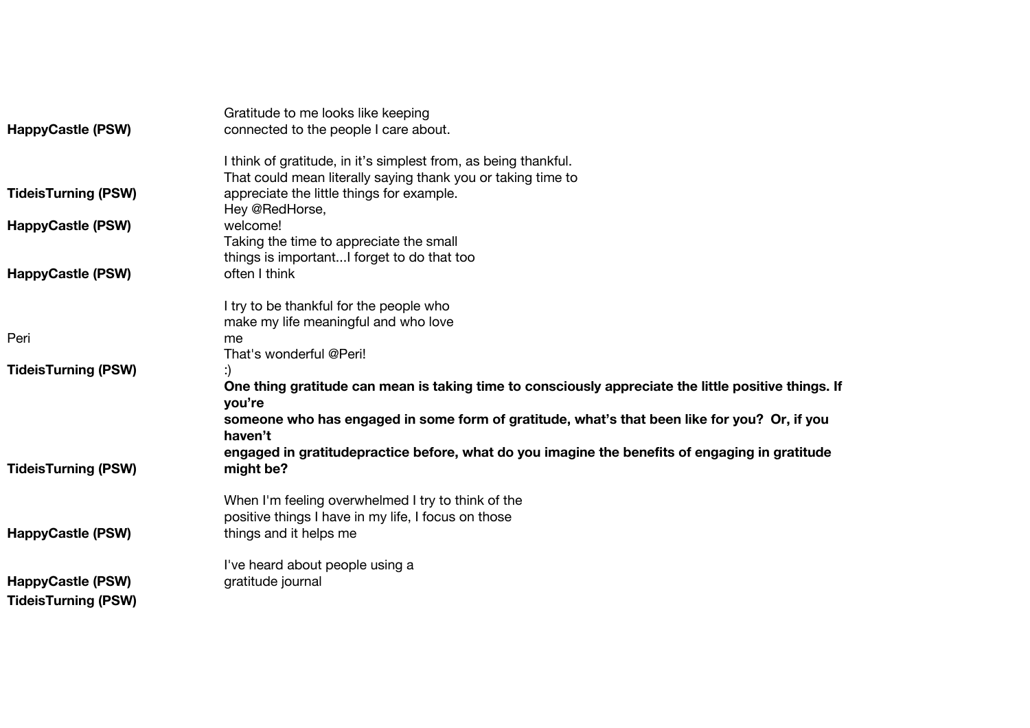| | |
|---|---|
| **HappyCastle (PSW)** | Gratitude to me looks like keeping connected to the people I care about. |
| **TideisTurning (PSW)** | I think of gratitude, in it's simplest from, as being thankful. That could mean literally saying thank you or taking time to appreciate the little things for example. |
| **HappyCastle (PSW)** | Hey @RedHorse, welcome! |
| **HappyCastle (PSW)** | Taking the time to appreciate the small things is important...I forget to do that too often I think |
| Peri | I try to be thankful for the people who make my life meaningful and who love me |
| **TideisTurning (PSW)** | That's wonderful @Peri! :) |
| **TideisTurning (PSW)** | **One thing gratitude can mean is taking time to consciously appreciate the little positive things. If you're someone who has engaged in some form of gratitude, what's that been like for you? Or, if you haven't engaged in gratitudepractice before, what do you imagine the benefits of engaging in gratitude might be?** |
| **HappyCastle (PSW)** | When I'm feeling overwhelmed I try to think of the positive things I have in my life, I focus on those things and it helps me |
| **HappyCastle (PSW)** | I've heard about people using a gratitude journal |
| **TideisTurning (PSW)** | |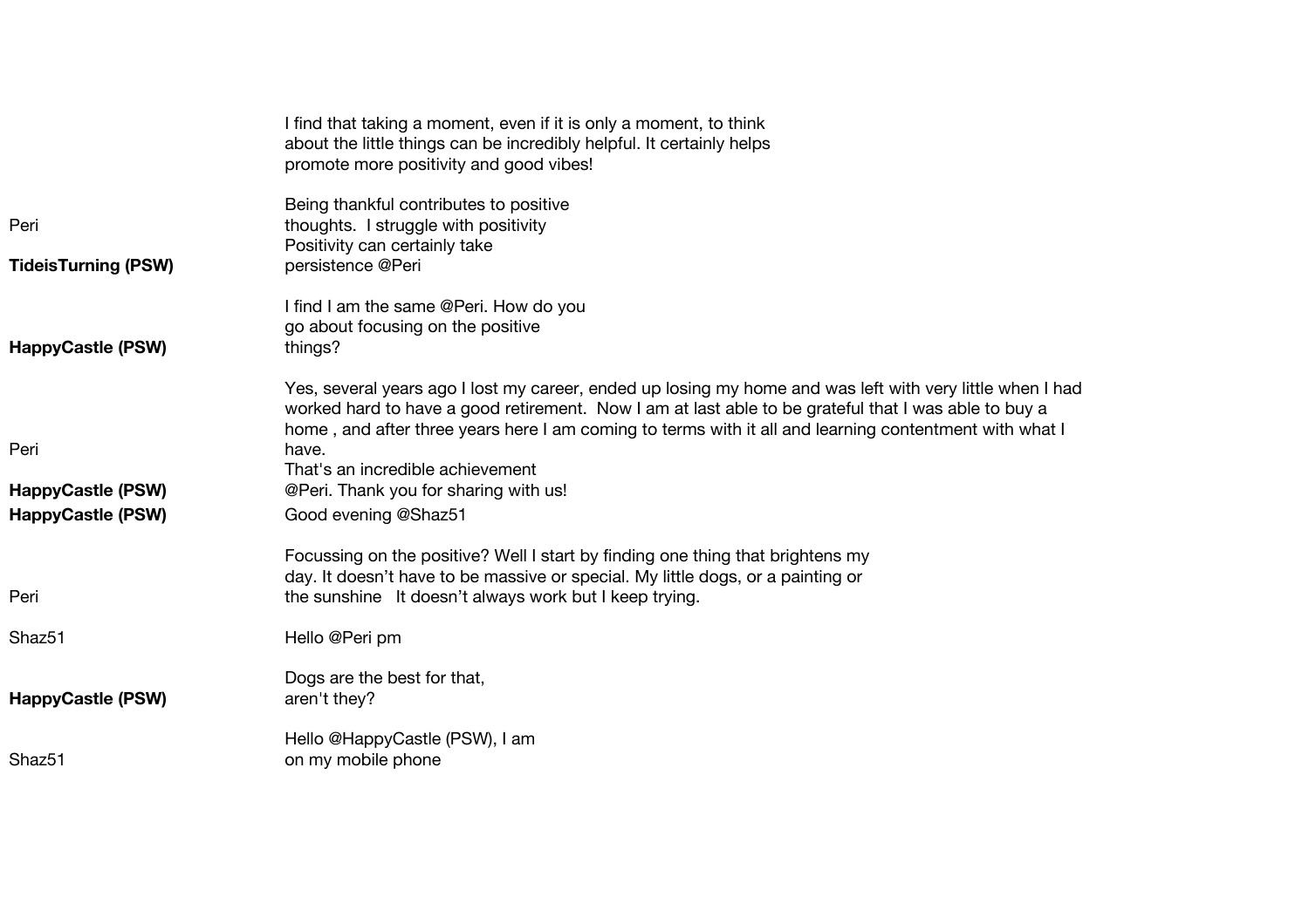I find that taking a moment, even if it is only a moment, to think about the little things can be incredibly helpful. It certainly helps promote more positivity and good vibes!

**Peri**: Being thankful contributes to positive thoughts.  I struggle with positivity

**TideisTurning (PSW)**: Positivity can certainly take persistence @Peri

**HappyCastle (PSW)**: I find I am the same @Peri. How do you go about focusing on the positive things?

**Peri**: Yes, several years ago I lost my career, ended up losing my home and was left with very little when I had worked hard to have a good retirement.  Now I am at last able to be grateful that I was able to buy a home , and after three years here I am coming to terms with it all and learning contentment with what I have.

**HappyCastle (PSW)**: That's an incredible achievement @Peri. Thank you for sharing with us!

**HappyCastle (PSW)**: Good evening @Shaz51

**Peri**: Focussing on the positive? Well I start by finding one thing that brightens my day. It doesn't have to be massive or special. My little dogs, or a painting or the sunshine   It doesn't always work but I keep trying.

**Shaz51**: Hello @Peri pm

**HappyCastle (PSW)**: Dogs are the best for that, aren't they?

**Shaz51**: Hello @HappyCastle (PSW), I am on my mobile phone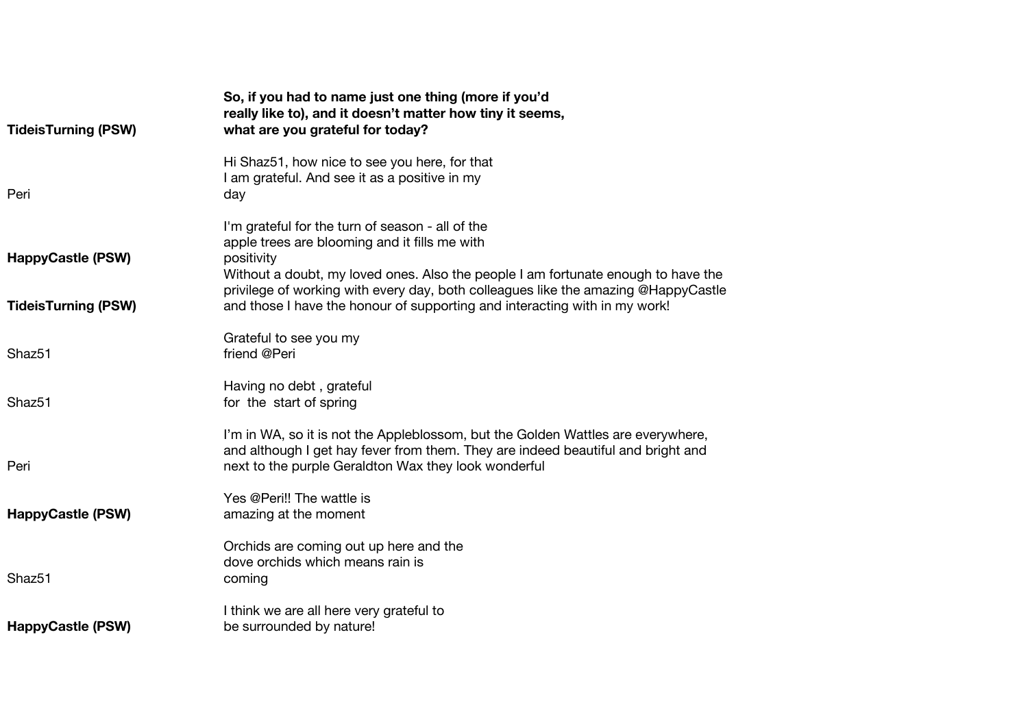| | |
|---|---|
| **TideisTurning (PSW)** | **So, if you had to name just one thing (more if you'd really like to), and it doesn't matter how tiny it seems, what are you grateful for today?** |
| Peri | Hi Shaz51, how nice to see you here, for that I am grateful. And see it as a positive in my day |
| **HappyCastle (PSW)** | I'm grateful for the turn of season - all of the apple trees are blooming and it fills me with positivity |
| **TideisTurning (PSW)** | Without a doubt, my loved ones. Also the people I am fortunate enough to have the privilege of working with every day, both colleagues like the amazing @HappyCastle and those I have the honour of supporting and interacting with in my work! |
| Shaz51 | Grateful to see you my friend @Peri |
| Shaz51 | Having no debt , grateful for  the  start of spring |
| Peri | I'm in WA, so it is not the Appleblossom, but the Golden Wattles are everywhere, and although I get hay fever from them. They are indeed beautiful and bright and next to the purple Geraldton Wax they look wonderful |
| **HappyCastle (PSW)** | Yes @Peri!! The wattle is amazing at the moment |
| Shaz51 | Orchids are coming out up here and the dove orchids which means rain is coming |
| **HappyCastle (PSW)** | I think we are all here very grateful to be surrounded by nature! |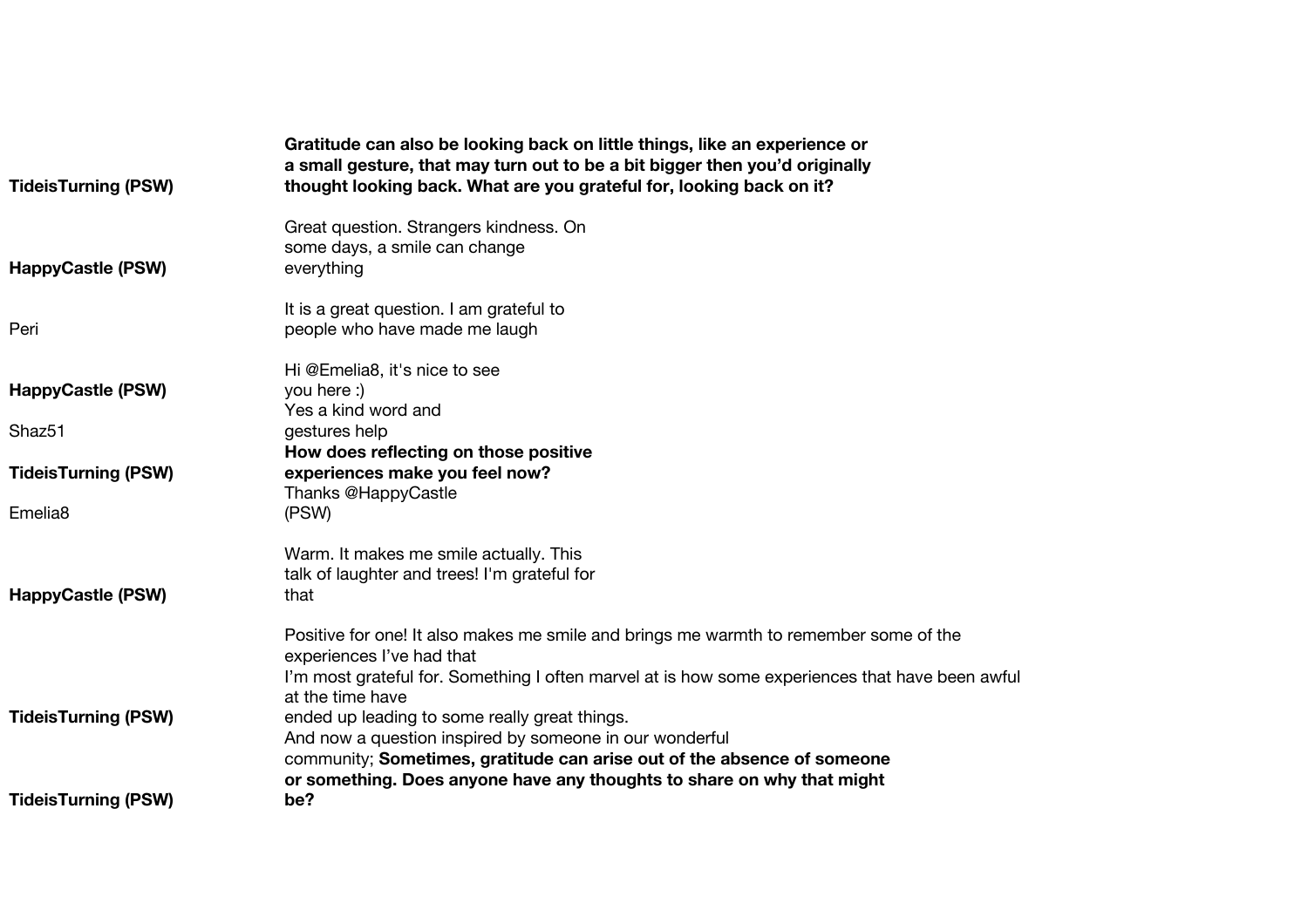| | |
|---|---|
| **TideisTurning (PSW)** | **Gratitude can also be looking back on little things, like an experience or a small gesture, that may turn out to be a bit bigger then you'd originally thought looking back. What are you grateful for, looking back on it?** |
| **HappyCastle (PSW)** | Great question. Strangers kindness. On some days, a smile can change everything |
| Peri | It is a great question. I am grateful to people who have made me laugh |
| **HappyCastle (PSW)** | Hi @Emelia8, it's nice to see you here :) |
| Shaz51 | Yes a kind word and gestures help |
| **TideisTurning (PSW)** | **How does reflecting on those positive experiences make you feel now?** |
| Emelia8 | Thanks @HappyCastle (PSW) |
| **HappyCastle (PSW)** | Warm. It makes me smile actually. This talk of laughter and trees! I'm grateful for that |
| **TideisTurning (PSW)** | Positive for one! It also makes me smile and brings me warmth to remember some of the experiences I've had that I'm most grateful for. Something I often marvel at is how some experiences that have been awful at the time have ended up leading to some really great things. |
| **TideisTurning (PSW)** | And now a question inspired by someone in our wonderful community; **Sometimes, gratitude can arise out of the absence of someone or something. Does anyone have any thoughts to share on why that might be?** |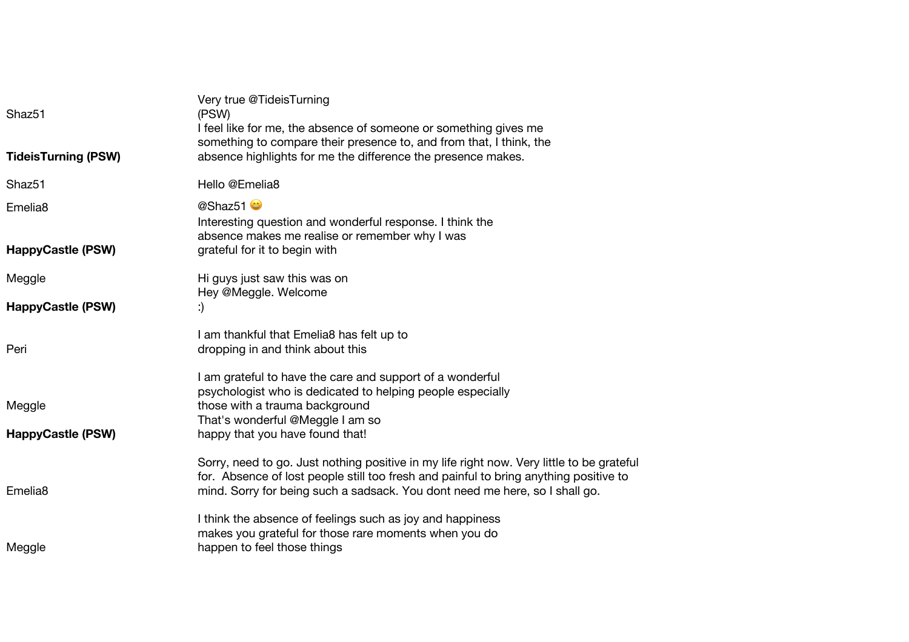| | |
|---|---|
| Shaz51 | Very true @TideisTurning (PSW) |
| **TideisTurning (PSW)** | I feel like for me, the absence of someone or something gives me something to compare their presence to, and from that, I think, the absence highlights for me the difference the presence makes. |
| Shaz51 | Hello @Emelia8 |
| Emelia8 | @Shaz51 😄 |
| **HappyCastle (PSW)** | Interesting question and wonderful response. I think the absence makes me realise or remember why I was grateful for it to begin with |
| Meggle | Hi guys just saw this was on |
| **HappyCastle (PSW)** | Hey @Meggle. Welcome :) |
| Peri | I am thankful that Emelia8 has felt up to dropping in and think about this |
| Meggle | I am grateful to have the care and support of a wonderful psychologist who is dedicated to helping people especially those with a trauma background |
| **HappyCastle (PSW)** | That's wonderful @Meggle I am so happy that you have found that! |
| Emelia8 | Sorry, need to go. Just nothing positive in my life right now. Very little to be grateful for. Absence of lost people still too fresh and painful to bring anything positive to mind. Sorry for being such a sadsack. You dont need me here, so I shall go. |
| Meggle | I think the absence of feelings such as joy and happiness makes you grateful for those rare moments when you do happen to feel those things |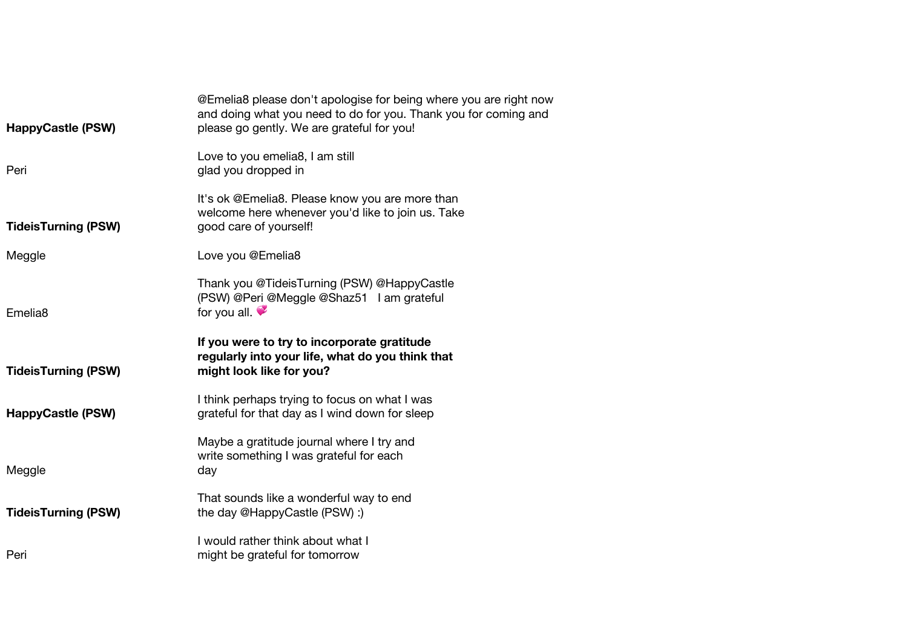| | |
|---|---|
| **HappyCastle (PSW)** | @Emelia8 please don't apologise for being where you are right now and doing what you need to do for you. Thank you for coming and please go gently. We are grateful for you! |
| Peri | Love to you emelia8, I am still glad you dropped in |
| **TideisTurning (PSW)** | It's ok @Emelia8. Please know you are more than welcome here whenever you'd like to join us. Take good care of yourself! |
| Meggle | Love you @Emelia8 |
| Emelia8 | Thank you @TideisTurning (PSW) @HappyCastle (PSW) @Peri @Meggle @Shaz51   I am grateful for you all. 💞 |
| **TideisTurning (PSW)** | **If you were to try to incorporate gratitude regularly into your life, what do you think that might look like for you?** |
| **HappyCastle (PSW)** | I think perhaps trying to focus on what I was grateful for that day as I wind down for sleep |
| Meggle | Maybe a gratitude journal where I try and write something I was grateful for each day |
| **TideisTurning (PSW)** | That sounds like a wonderful way to end the day @HappyCastle (PSW) :) |
| Peri | I would rather think about what I might be grateful for tomorrow |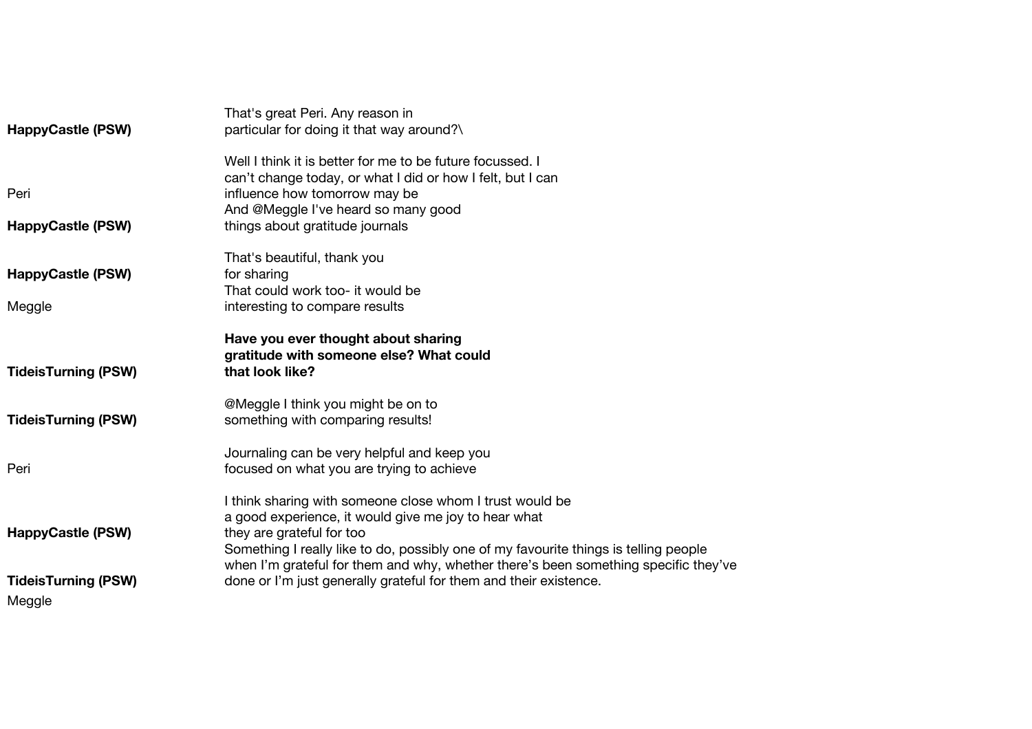**HappyCastle (PSW)** — That's great Peri. Any reason in particular for doing it that way around?\

Peri — Well I think it is better for me to be future focussed. I can't change today, or what I did or how I felt, but I can influence how tomorrow may be

**HappyCastle (PSW)** — And @Meggle I've heard so many good things about gratitude journals

**HappyCastle (PSW)** — That's beautiful, thank you for sharing

Meggle — That could work too- it would be interesting to compare results

**TideisTurning (PSW)** — **Have you ever thought about sharing gratitude with someone else? What could that look like?**

**TideisTurning (PSW)** — @Meggle I think you might be on to something with comparing results!

Peri — Journaling can be very helpful and keep you focused on what you are trying to achieve

**HappyCastle (PSW)** — I think sharing with someone close whom I trust would be a good experience, it would give me joy to hear what they are grateful for too

**TideisTurning (PSW)** — Something I really like to do, possibly one of my favourite things is telling people when I'm grateful for them and why, whether there's been something specific they've done or I'm just generally grateful for them and their existence.

Meggle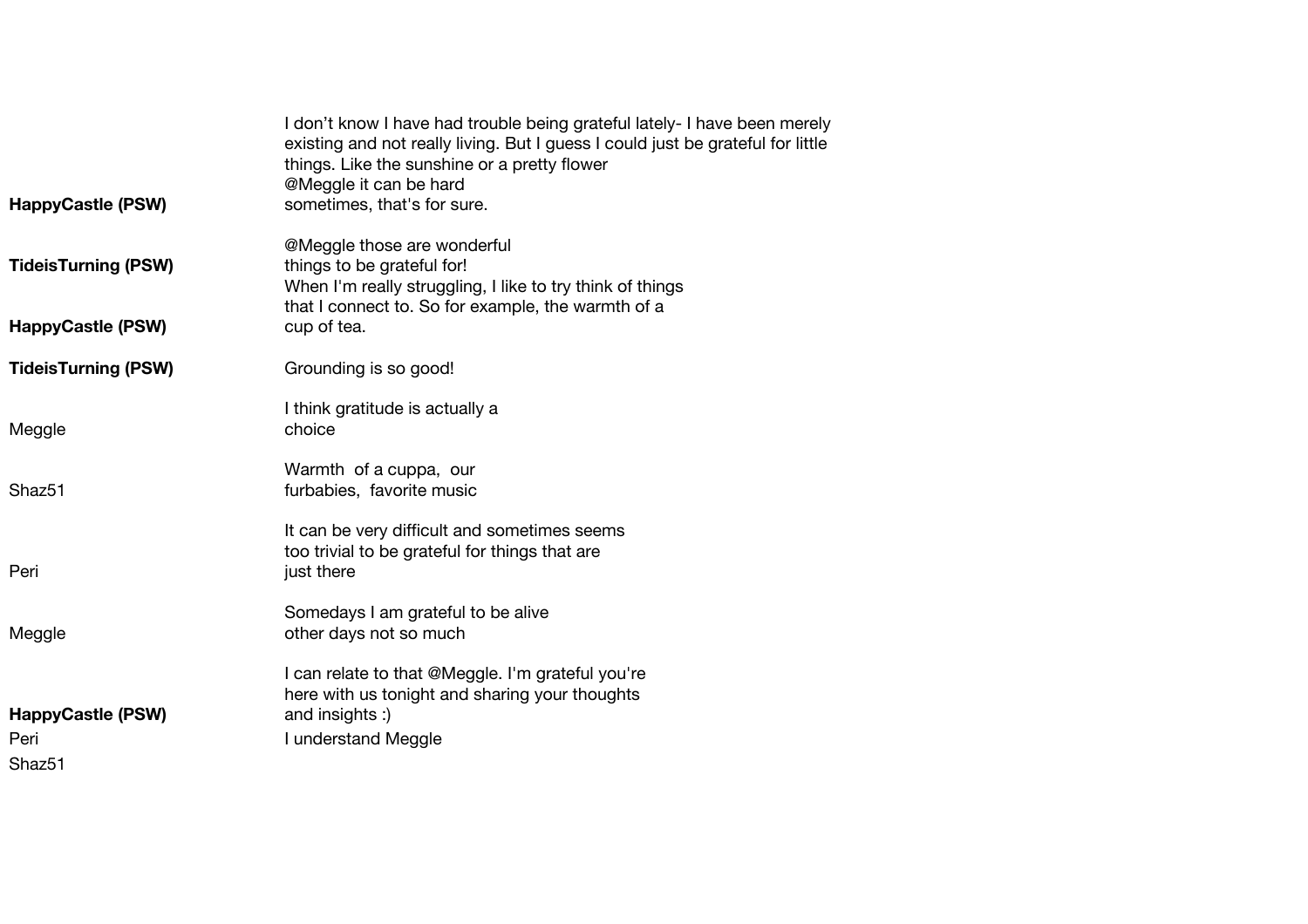| | |
|---|---|
| | I don't know I have had trouble being grateful lately- I have been merely existing and not really living. But I guess I could just be grateful for little things. Like the sunshine or a pretty flower |
| **HappyCastle (PSW)** | @Meggle it can be hard sometimes, that's for sure. |
| **TideisTurning (PSW)** | @Meggle those are wonderful things to be grateful for! |
| **HappyCastle (PSW)** | When I'm really struggling, I like to try think of things that I connect to. So for example, the warmth of a cup of tea. |
| **TideisTurning (PSW)** | Grounding is so good! |
| Meggle | I think gratitude is actually a choice |
| Shaz51 | Warmth of a cuppa, our furbabies, favorite music |
| Peri | It can be very difficult and sometimes seems too trivial to be grateful for things that are just there |
| Meggle | Somedays I am grateful to be alive other days not so much |
| **HappyCastle (PSW)** | I can relate to that @Meggle. I'm grateful you're here with us tonight and sharing your thoughts and insights :) |
| Peri | I understand Meggle |
| Shaz51 | |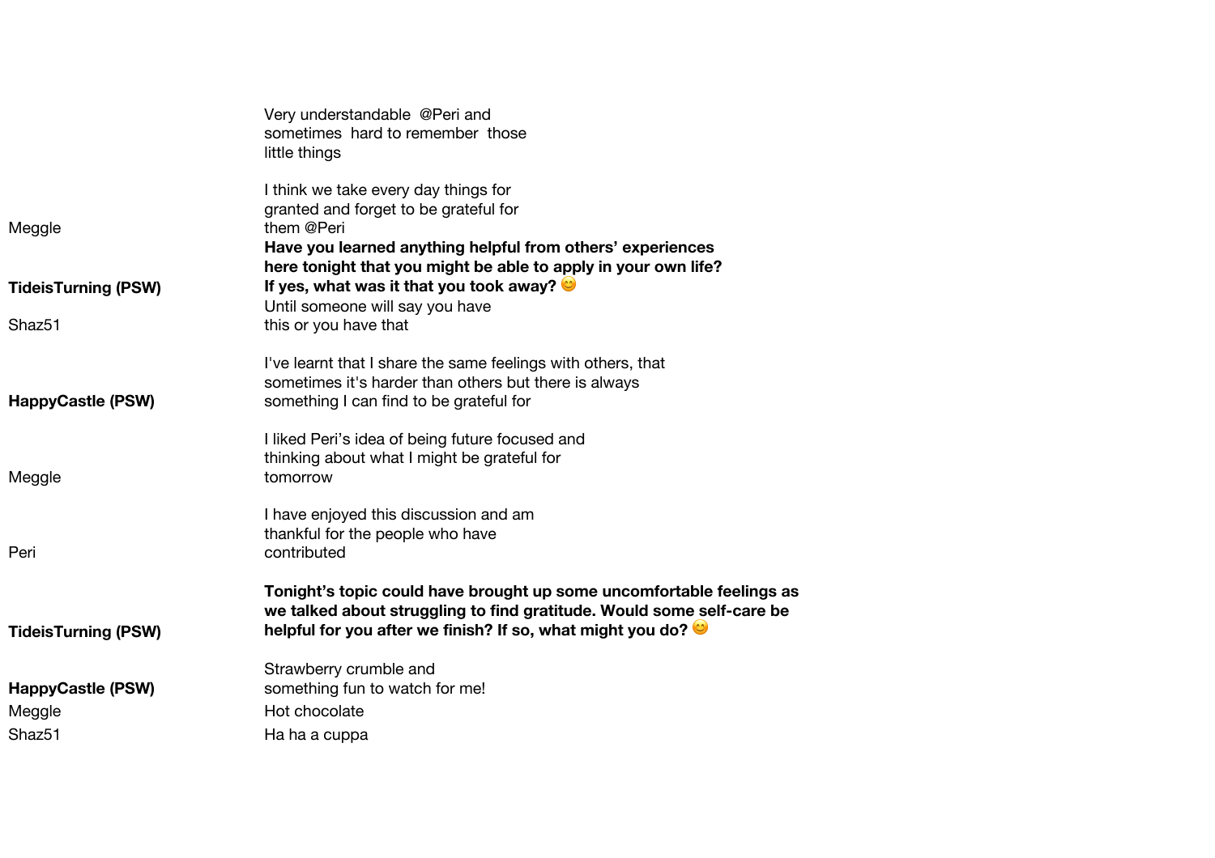| | |
|---|---|
| | Very understandable @Peri and sometimes hard to remember those little things |
| Meggle | I think we take every day things for granted and forget to be grateful for them @Peri |
| **TideisTurning (PSW)** | **Have you learned anything helpful from others' experiences here tonight that you might be able to apply in your own life? If yes, what was it that you took away?** 😊 |
| Shaz51 | Until someone will say you have this or you have that |
| **HappyCastle (PSW)** | I've learnt that I share the same feelings with others, that sometimes it's harder than others but there is always something I can find to be grateful for |
| Meggle | I liked Peri's idea of being future focused and thinking about what I might be grateful for tomorrow |
| Peri | I have enjoyed this discussion and am thankful for the people who have contributed |
| **TideisTurning (PSW)** | **Tonight's topic could have brought up some uncomfortable feelings as we talked about struggling to find gratitude. Would some self-care be helpful for you after we finish? If so, what might you do?** 😊 |
| **HappyCastle (PSW)** | Strawberry crumble and something fun to watch for me! |
| Meggle | Hot chocolate |
| Shaz51 | Ha ha a cuppa |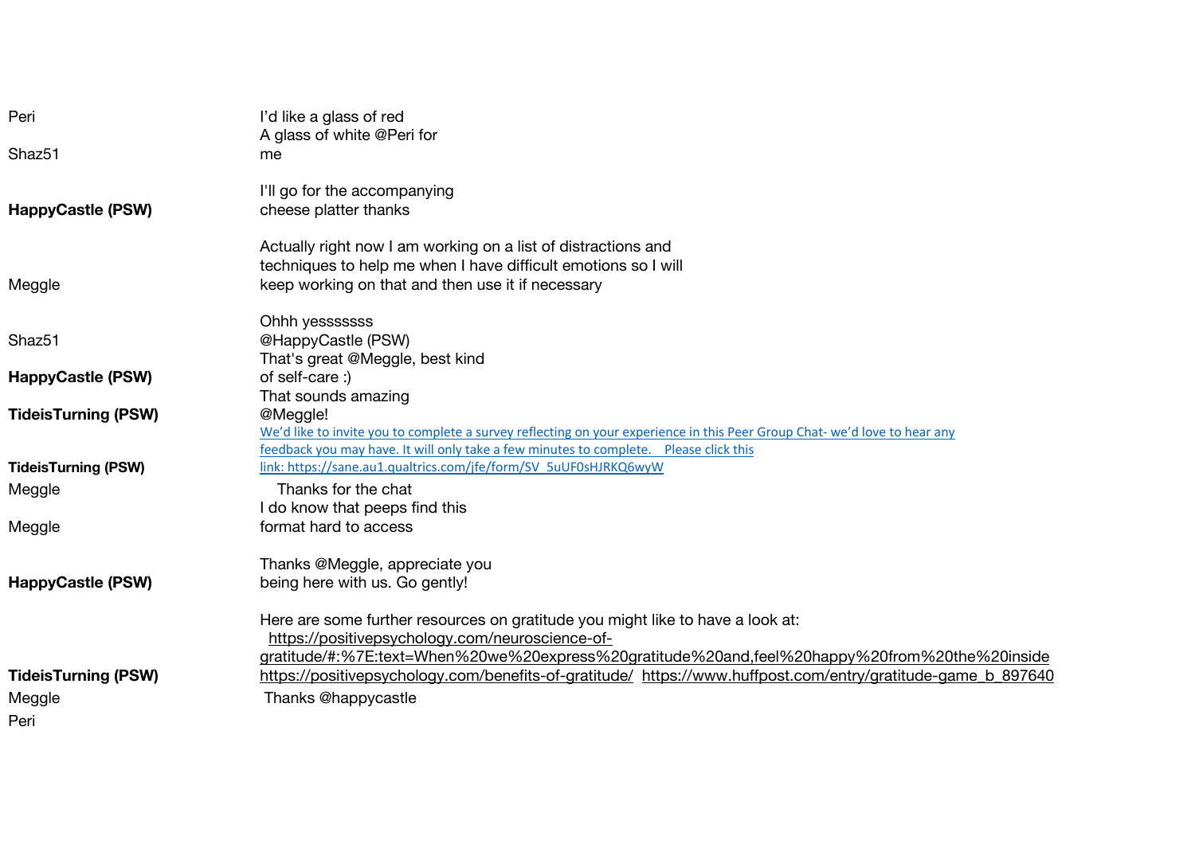| | |
|---|---|
| Peri | I'd like a glass of red |
| Shaz51 | A glass of white @Peri for me |
| **HappyCastle (PSW)** | I'll go for the accompanying cheese platter thanks |
| Meggle | Actually right now I am working on a list of distractions and techniques to help me when I have difficult emotions so I will keep working on that and then use it if necessary |
| Shaz51 | Ohhh yesssssss @HappyCastle (PSW) |
| **HappyCastle (PSW)** | That's great @Meggle, best kind of self-care :) |
| **TideisTurning (PSW)** | That sounds amazing @Meggle! |
| **TideisTurning (PSW)** | We'd like to invite you to complete a survey reflecting on your experience in this Peer Group Chat- we'd love to hear any feedback you may have. It will only take a few minutes to complete.  Please click this link: https://sane.au1.qualtrics.com/jfe/form/SV_5uUF0sHJRKQ6wyW |
| Meggle | Thanks for the chat |
| Meggle | I do know that peeps find this format hard to access |
| **HappyCastle (PSW)** | Thanks @Meggle, appreciate you being here with us. Go gently! |
| **TideisTurning (PSW)** | Here are some further resources on gratitude you might like to have a look at: https://positivepsychology.com/neuroscience-of-gratitude/#:%7E:text=When%20we%20express%20gratitude%20and,feel%20happy%20from%20the%20inside https://positivepsychology.com/benefits-of-gratitude/ https://www.huffpost.com/entry/gratitude-game_b_897640 |
| Meggle | Thanks @happycastle |
| Peri | |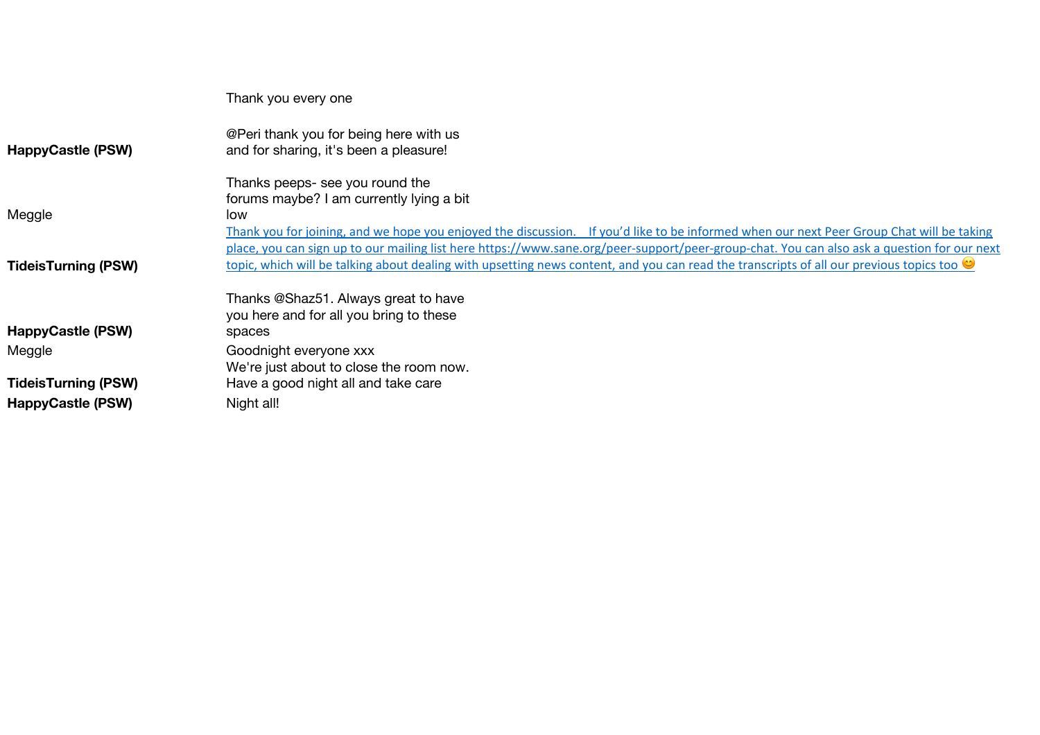| | |
|---|---|
| | Thank you every one |
| **HappyCastle (PSW)** | @Peri thank you for being here with us and for sharing, it's been a pleasure! |
| Meggle | Thanks peeps- see you round the forums maybe? I am currently lying a bit low |
| **TideisTurning (PSW)** | Thank you for joining, and we hope you enjoyed the discussion. If you'd like to be informed when our next Peer Group Chat will be taking place, you can sign up to our mailing list here https://www.sane.org/peer-support/peer-group-chat. You can also ask a question for our next topic, which will be talking about dealing with upsetting news content, and you can read the transcripts of all our previous topics too 😊 |
| **HappyCastle (PSW)** | Thanks @Shaz51. Always great to have you here and for all you bring to these spaces |
| Meggle | Goodnight everyone xxx |
| **TideisTurning (PSW)** | We're just about to close the room now. Have a good night all and take care |
| **HappyCastle (PSW)** | Night all! |